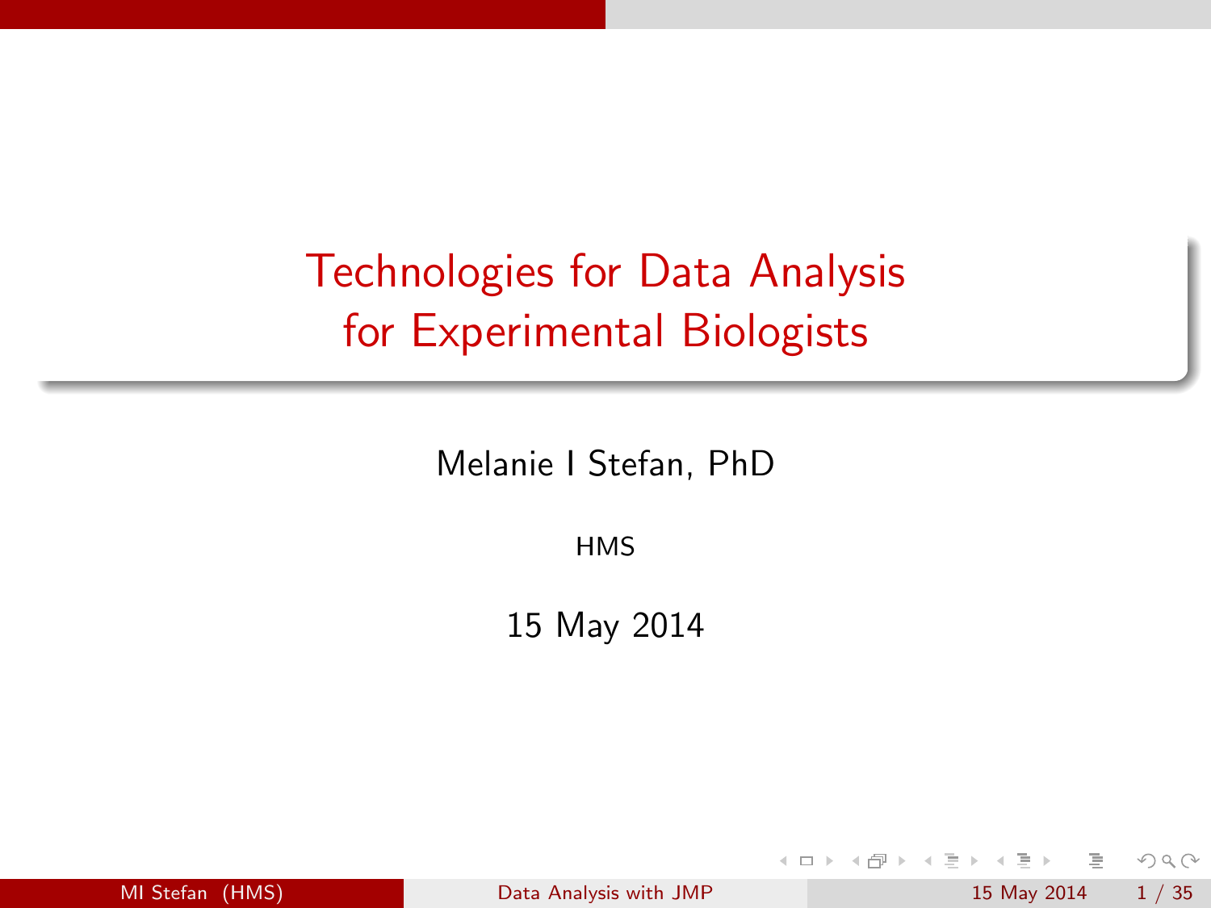# Technologies for Data Analysis for Experimental Biologists

Melanie I Stefan, PhD

HMS

15 May 2014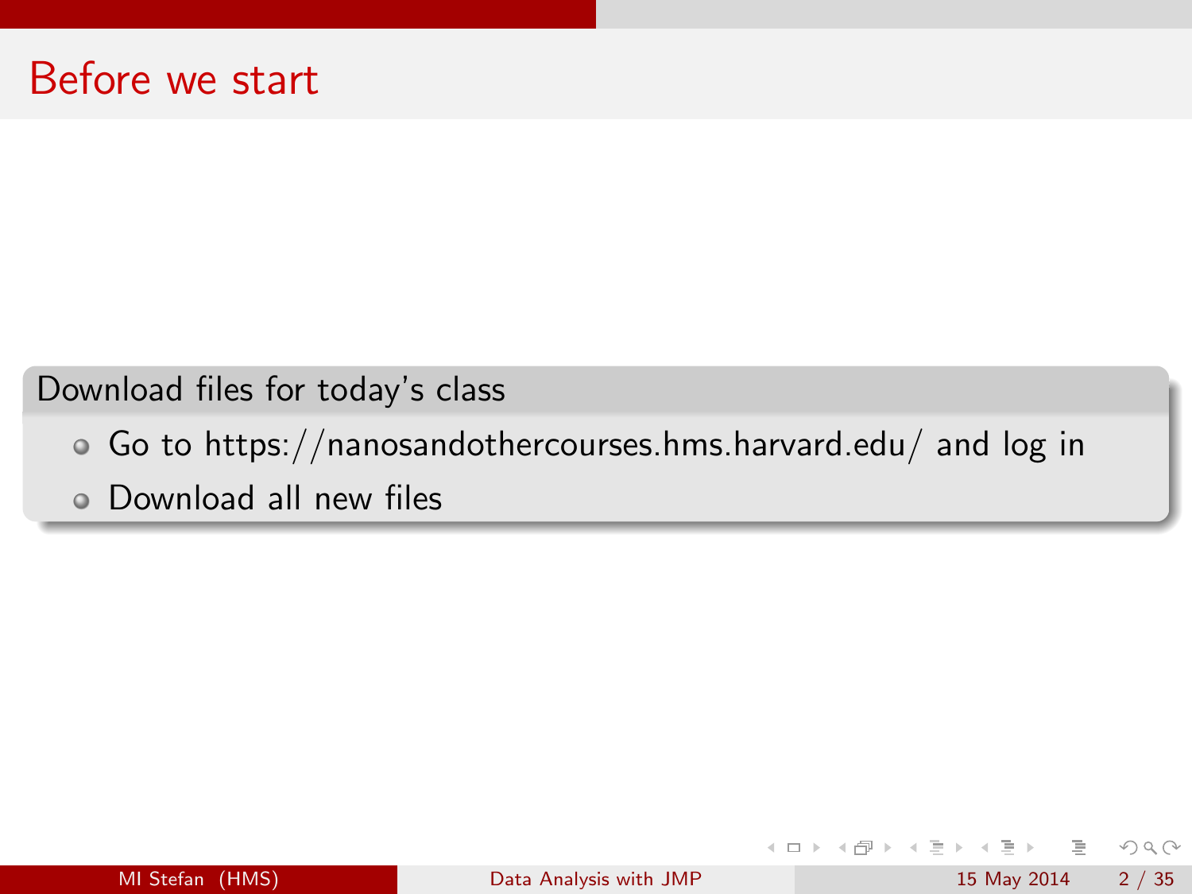# Before we start

**Download files for today's class**

- Go to https://nanosandothercourses.hms.harvard.edu/ and log in
- Download all new files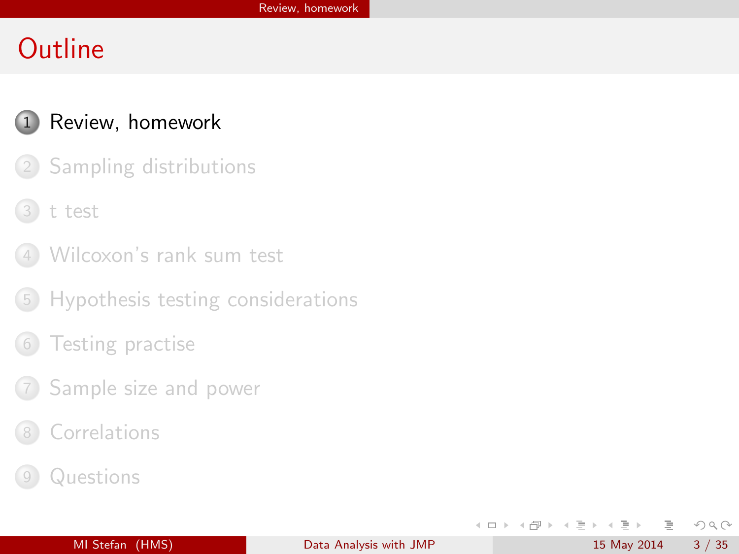# Outline

1. Review, homework
2. Sampling distributions
3. t test
4. Wilcoxon's rank sum test
5. Hypothesis testing considerations
6. Testing practise
7. Sample size and power
8. Correlations
9. Questions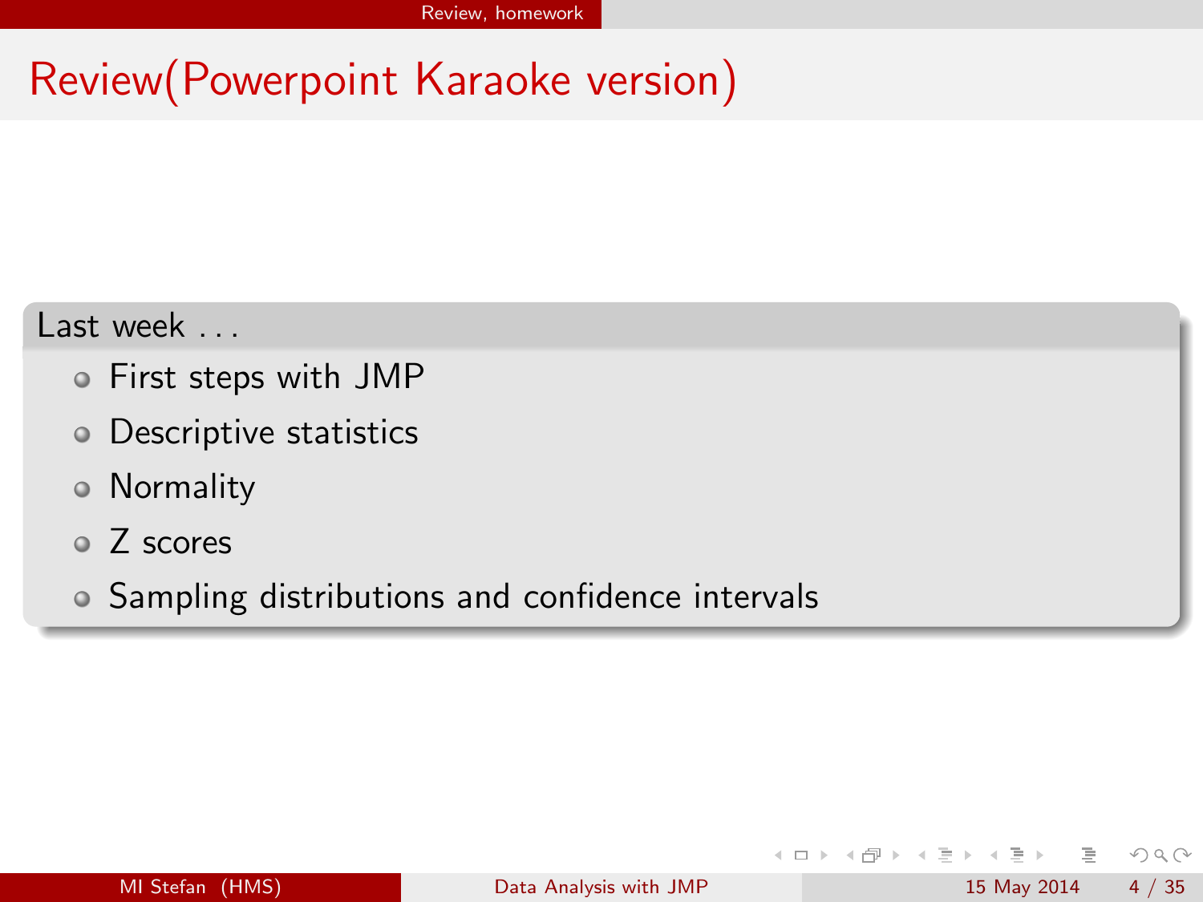# Review(Powerpoint Karaoke version)

**Last week . . .**

- First steps with JMP
- Descriptive statistics
- Normality
- Z scores
- Sampling distributions and confidence intervals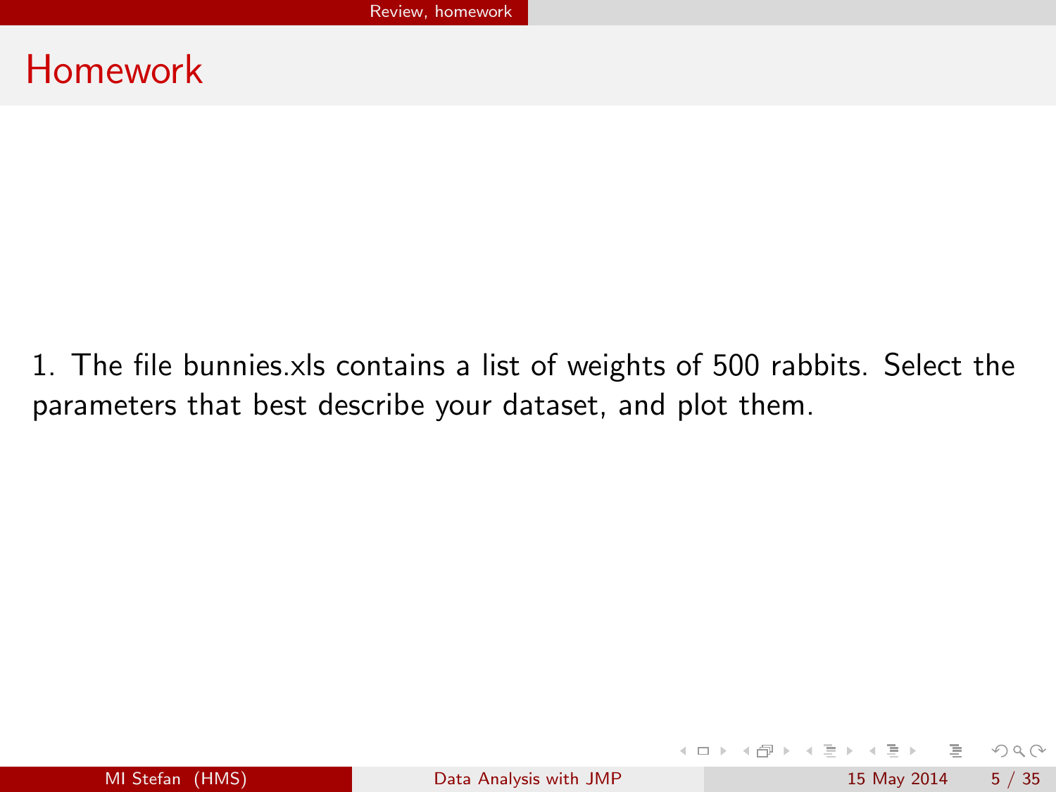# Homework

1. The file bunnies.xls contains a list of weights of 500 rabbits. Select the parameters that best describe your dataset, and plot them.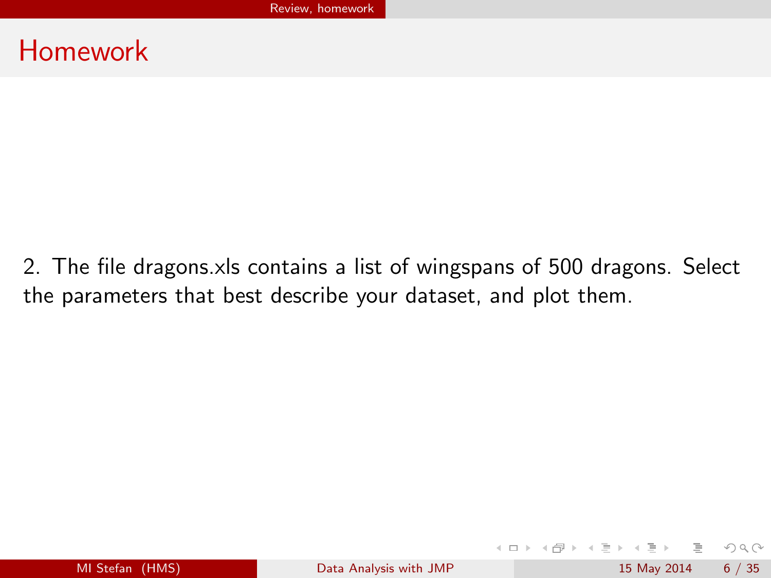# Homework

2. The file dragons.xls contains a list of wingspans of 500 dragons. Select the parameters that best describe your dataset, and plot them.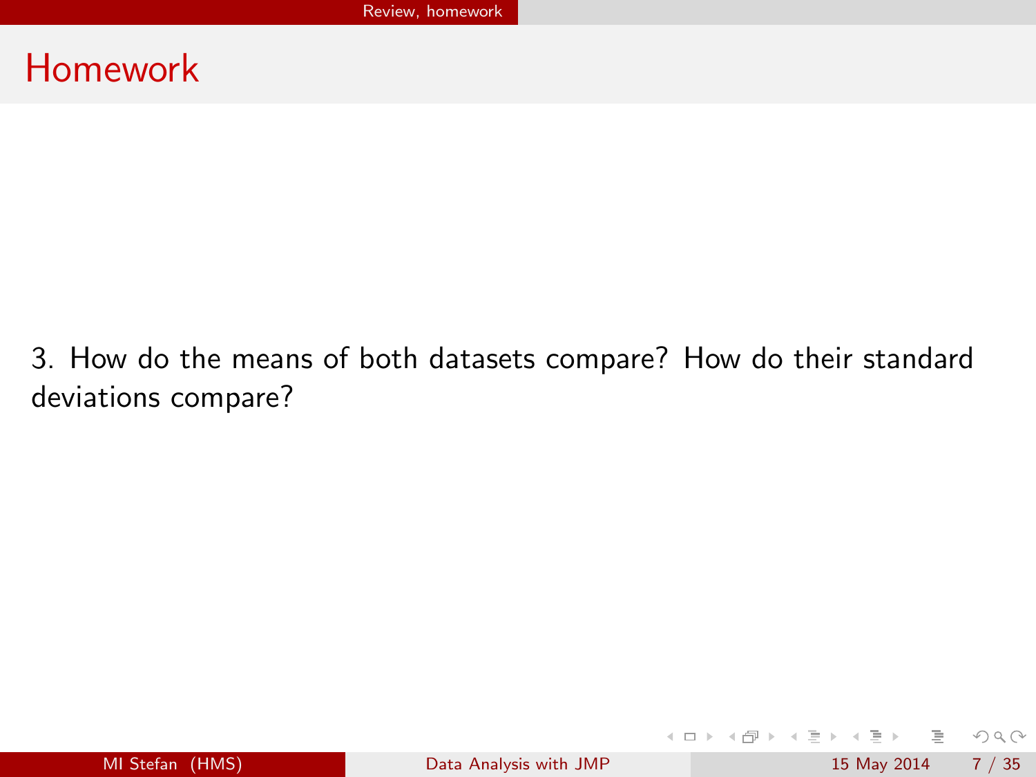# Homework

3. How do the means of both datasets compare? How do their standard deviations compare?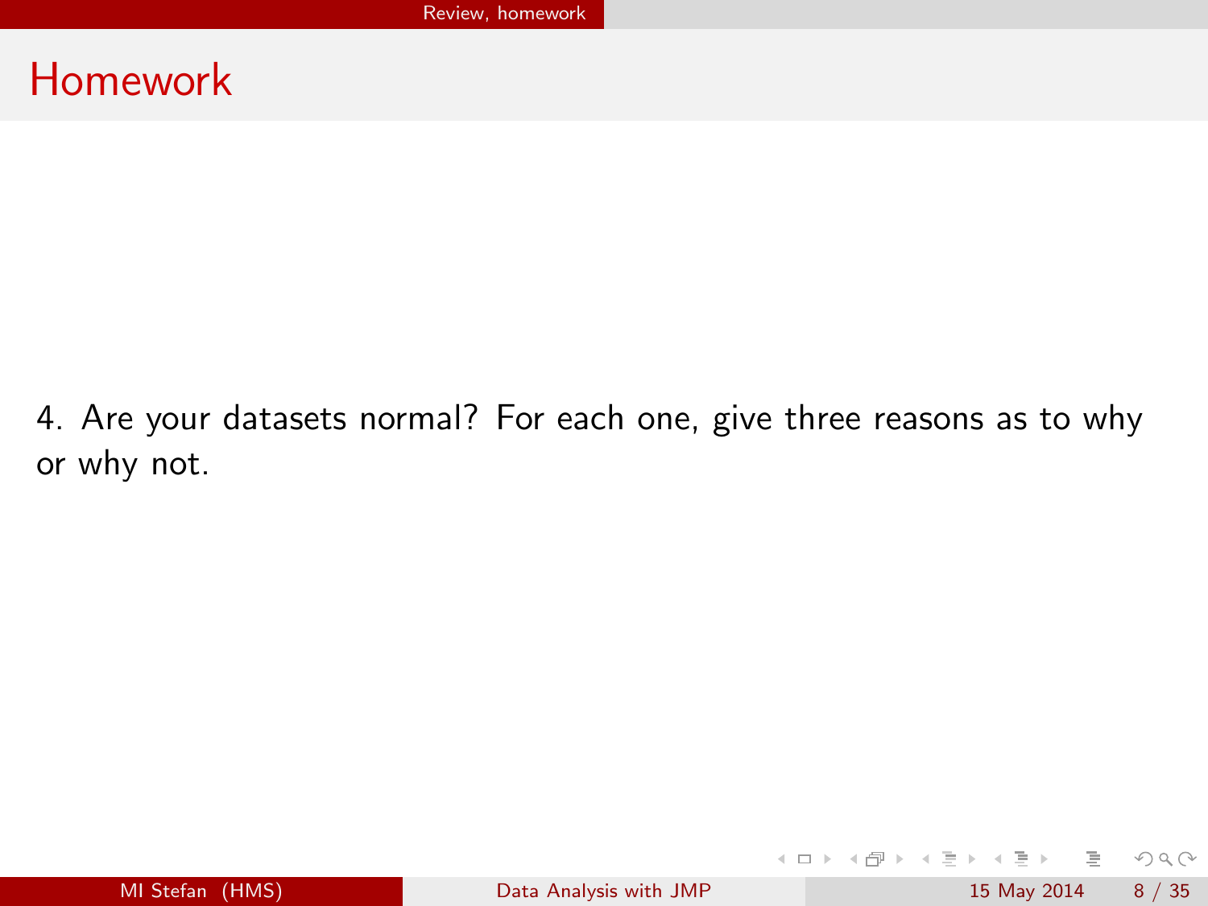# Homework

4. Are your datasets normal? For each one, give three reasons as to why or why not.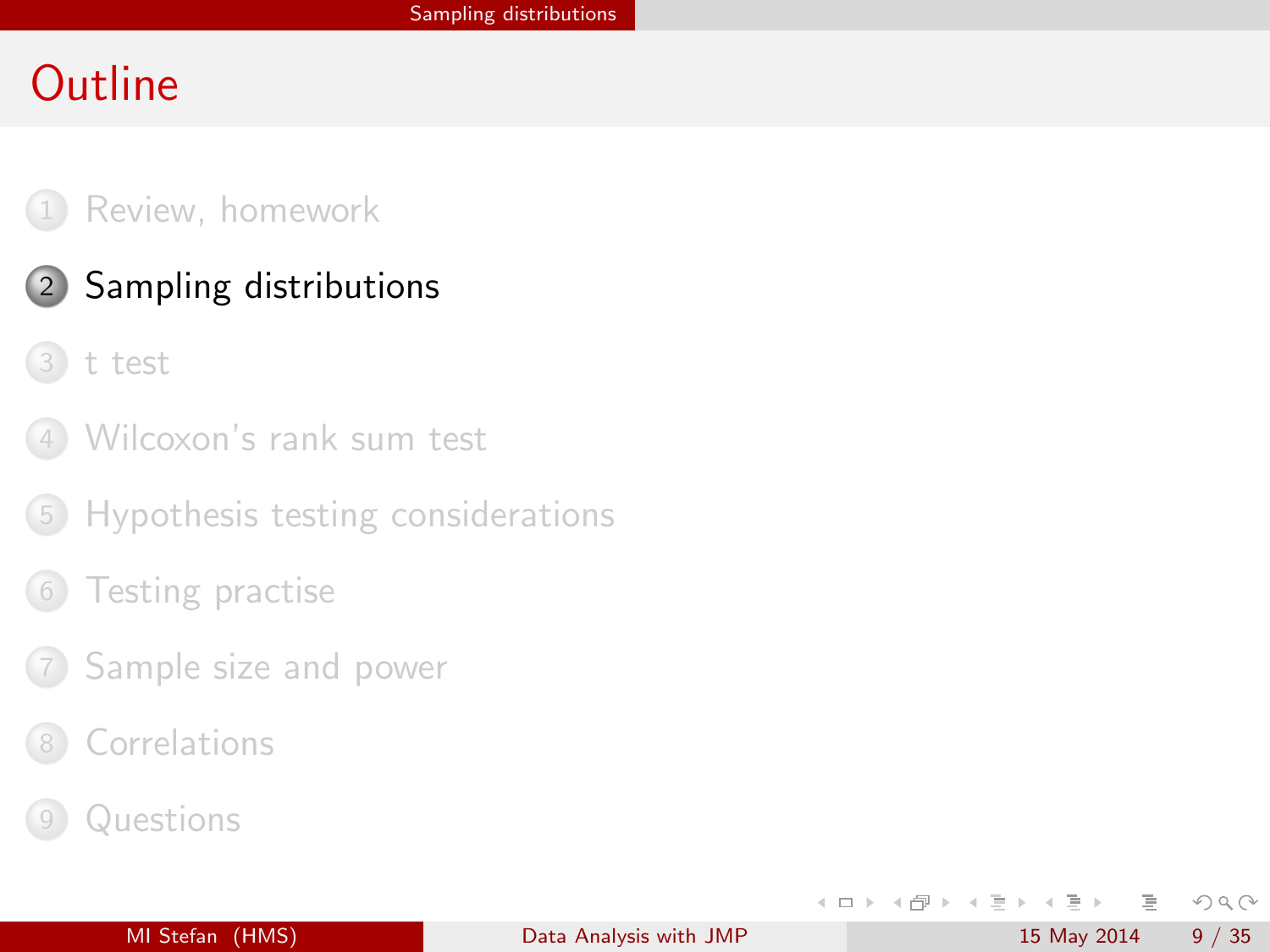# Outline

1. Review, homework
2. **Sampling distributions**
3. t test
4. Wilcoxon's rank sum test
5. Hypothesis testing considerations
6. Testing practise
7. Sample size and power
8. Correlations
9. Questions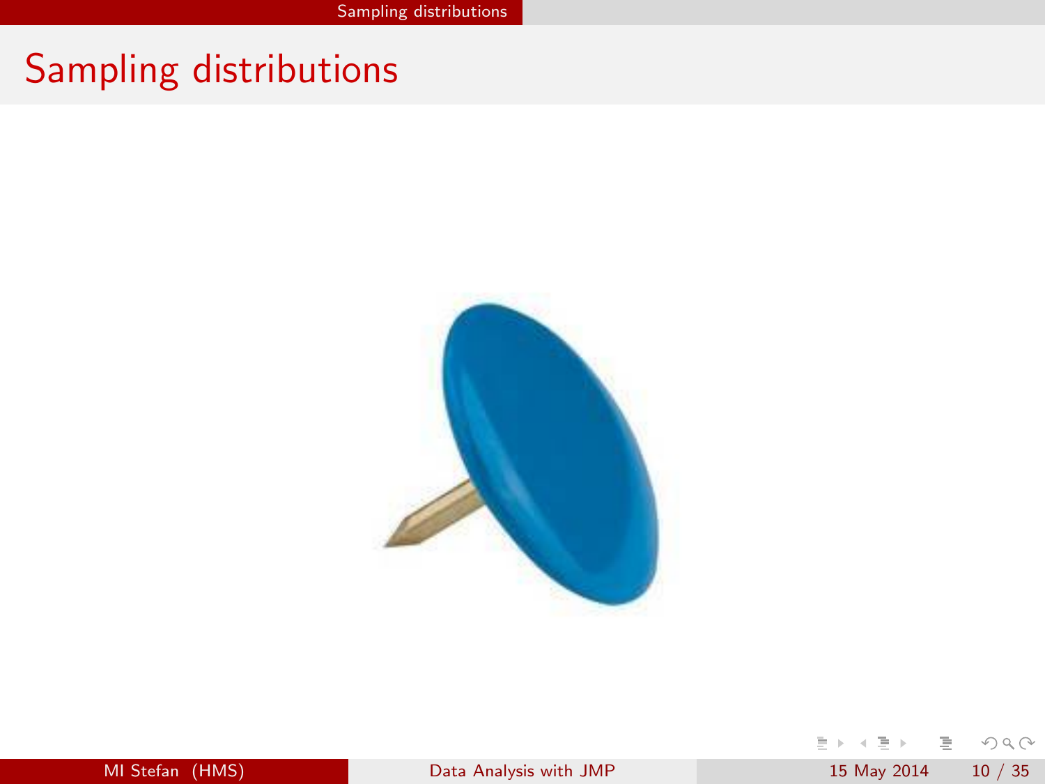# Sampling distributions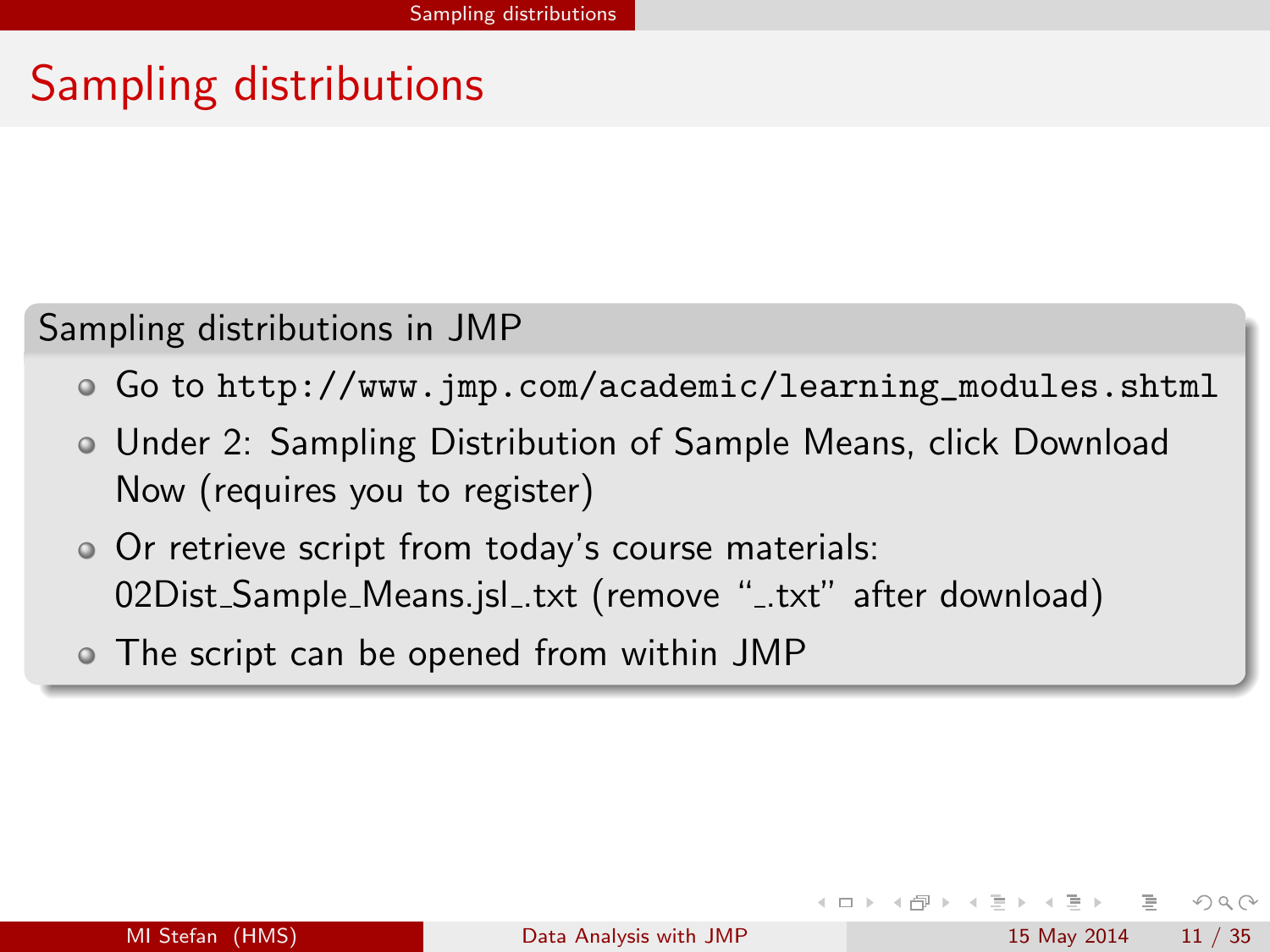# Sampling distributions

## Sampling distributions in JMP

- Go to `http://www.jmp.com/academic/learning_modules.shtml`
- Under 2: Sampling Distribution of Sample Means, click Download Now (requires you to register)
- Or retrieve script from today's course materials: 02Dist_Sample_Means.jsl_.txt (remove "_.txt" after download)
- The script can be opened from within JMP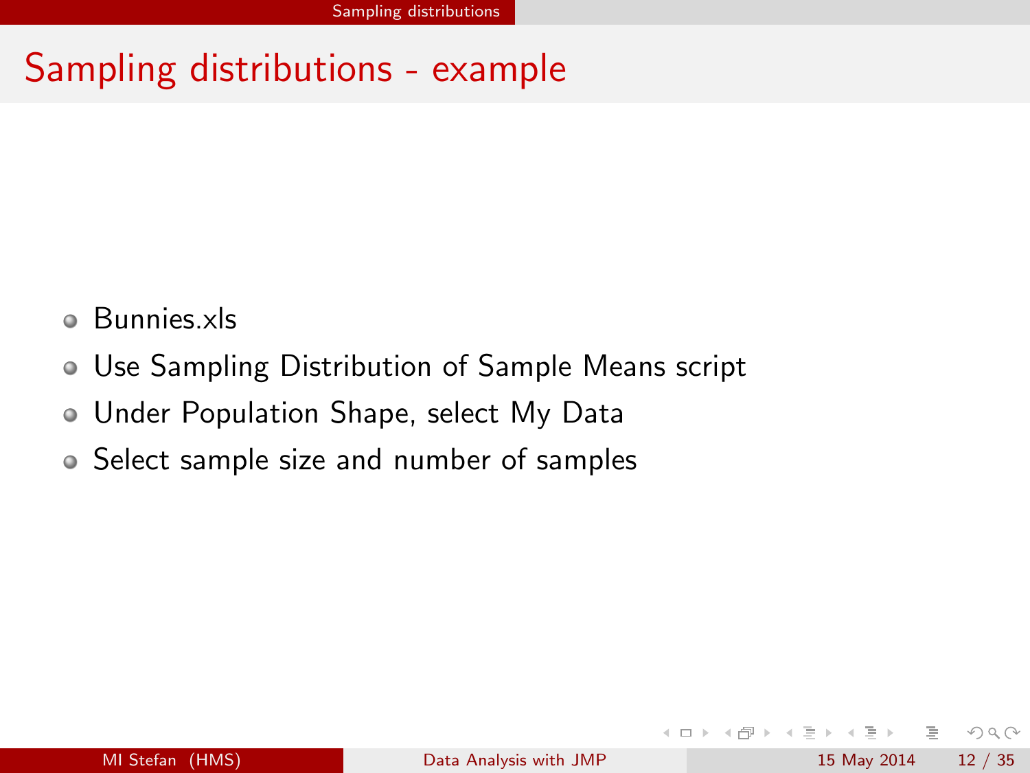# Sampling distributions - example

- Bunnies.xls
- Use Sampling Distribution of Sample Means script
- Under Population Shape, select My Data
- Select sample size and number of samples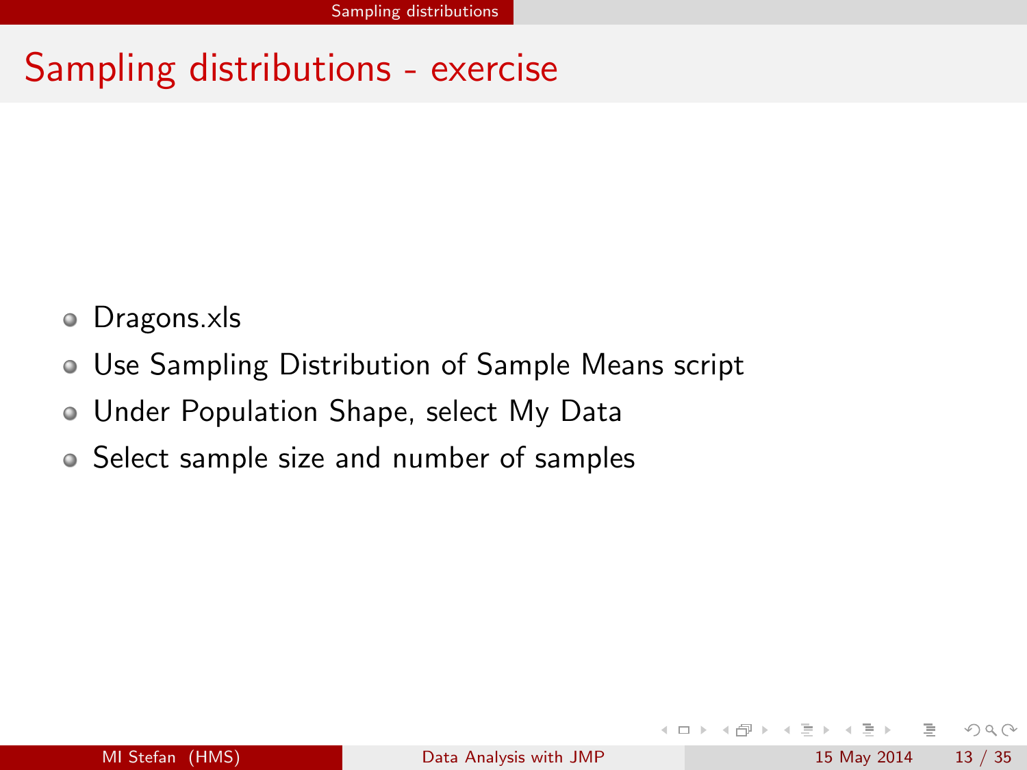# Sampling distributions - exercise

- Dragons.xls
- Use Sampling Distribution of Sample Means script
- Under Population Shape, select My Data
- Select sample size and number of samples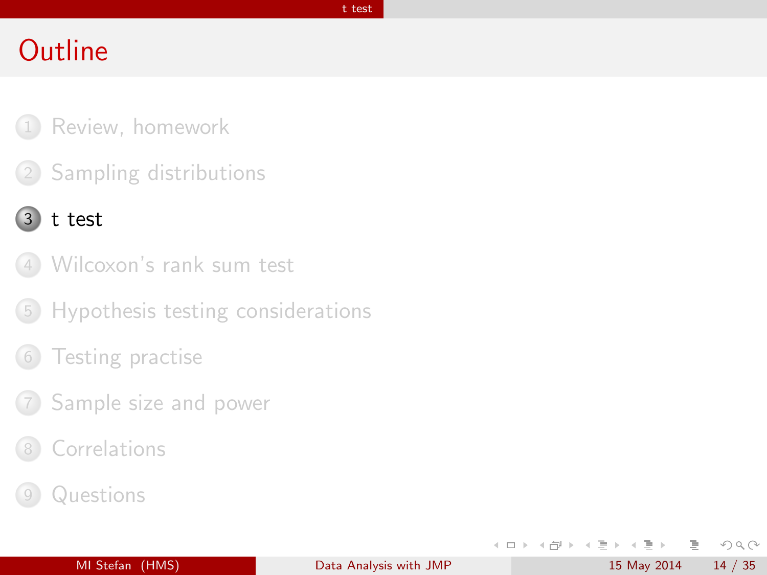# Outline

1. Review, homework
2. Sampling distributions
3. **t test**
4. Wilcoxon's rank sum test
5. Hypothesis testing considerations
6. Testing practise
7. Sample size and power
8. Correlations
9. Questions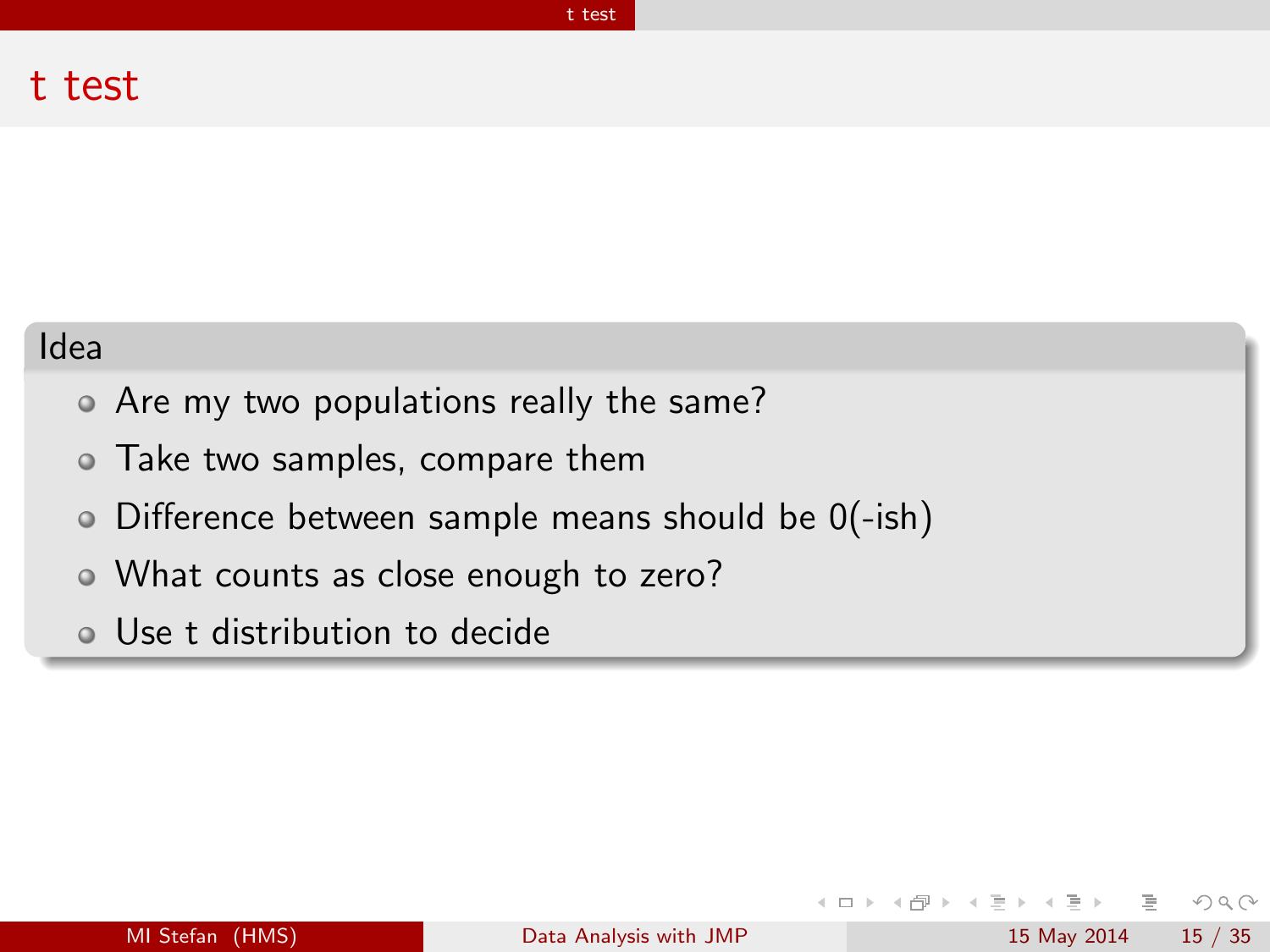# t test

### Idea

- Are my two populations really the same?
- Take two samples, compare them
- Difference between sample means should be 0(-ish)
- What counts as close enough to zero?
- Use t distribution to decide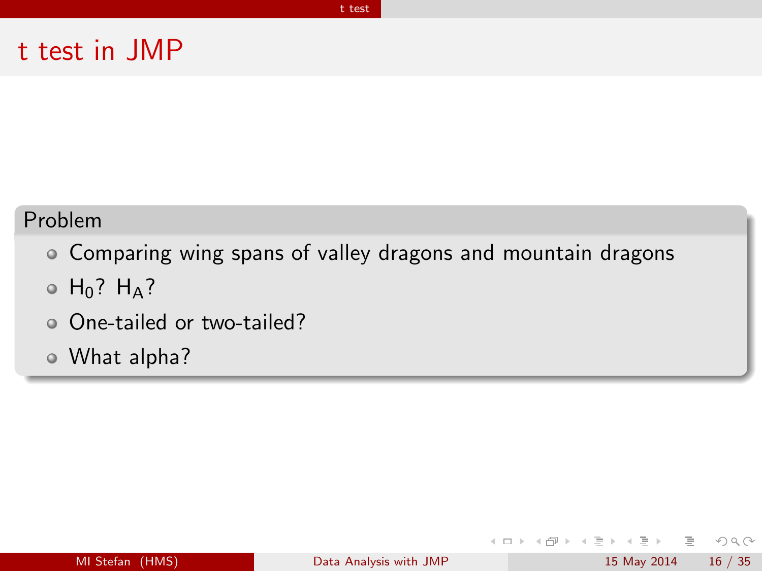# t test in JMP

**Problem**

- Comparing wing spans of valley dragons and mountain dragons
- $H_0$? $H_A$?
- One-tailed or two-tailed?
- What alpha?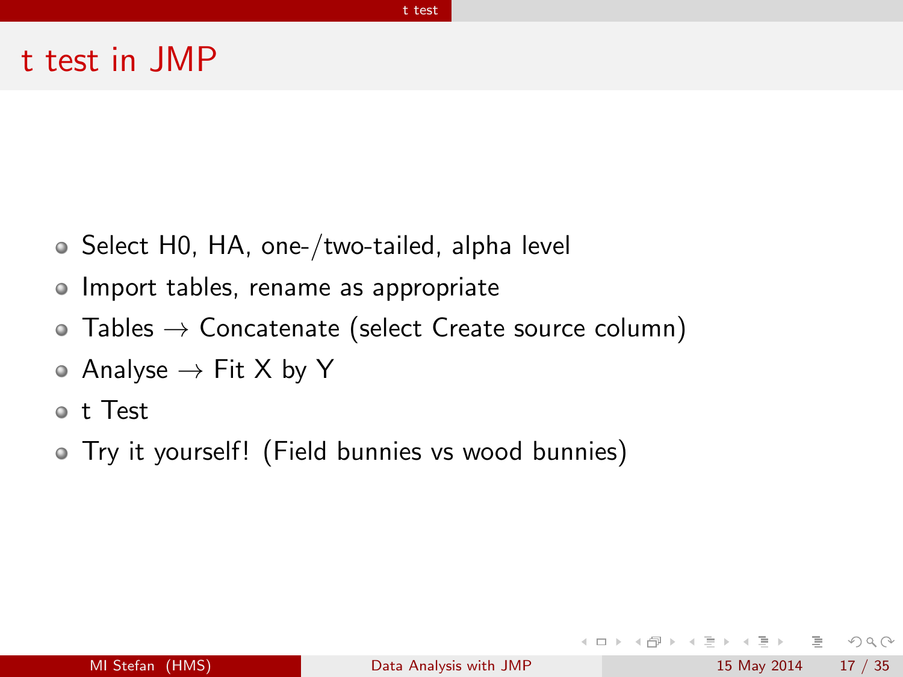# t test in JMP

- Select H0, HA, one-/two-tailed, alpha level
- Import tables, rename as appropriate
- Tables → Concatenate (select Create source column)
- Analyse → Fit X by Y
- t Test
- Try it yourself! (Field bunnies vs wood bunnies)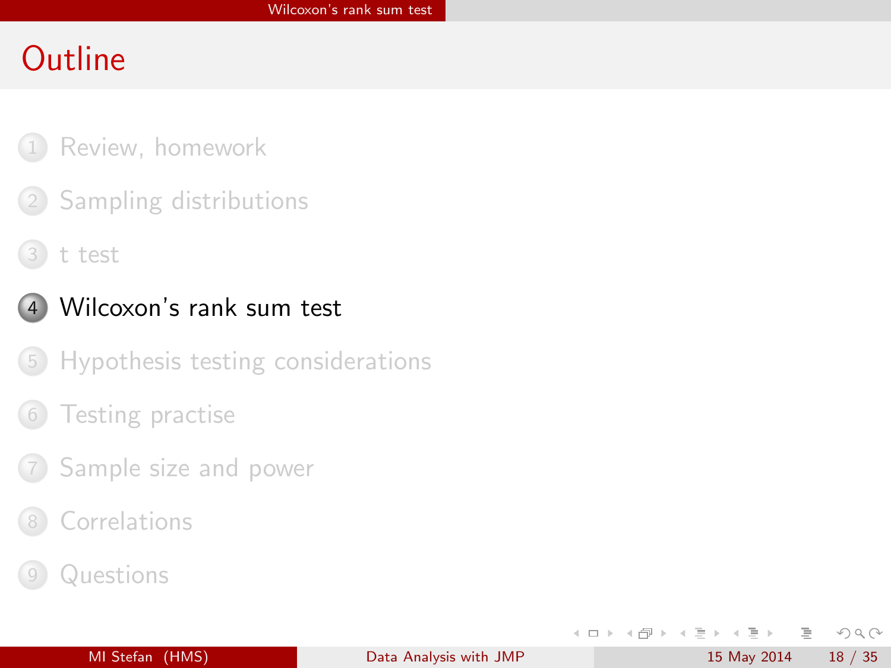# Outline

1. Review, homework
2. Sampling distributions
3. t test
4. **Wilcoxon's rank sum test**
5. Hypothesis testing considerations
6. Testing practise
7. Sample size and power
8. Correlations
9. Questions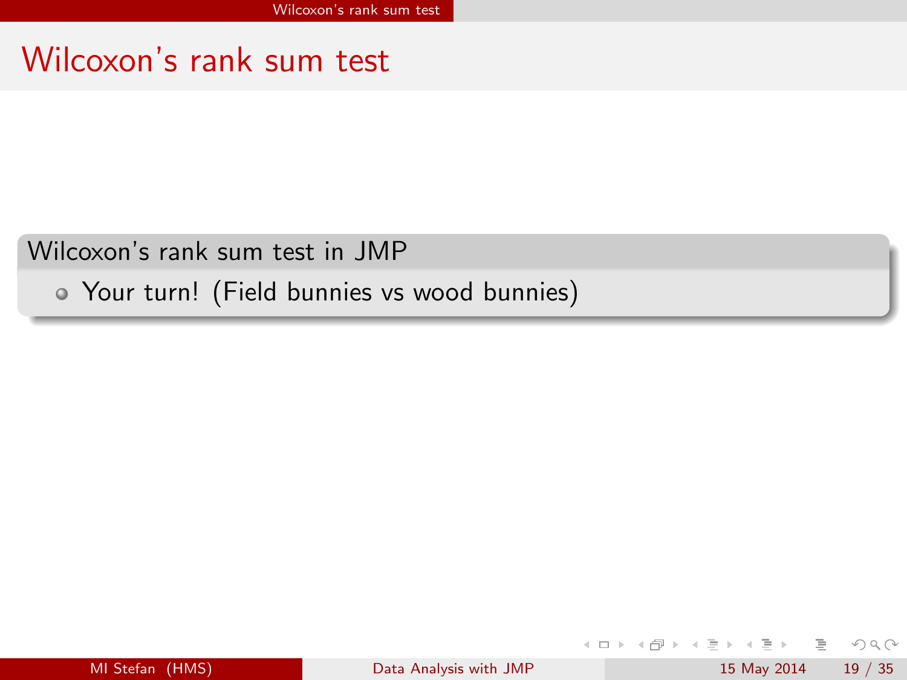# Wilcoxon's rank sum test

## Wilcoxon's rank sum test in JMP

- Your turn! (Field bunnies vs wood bunnies)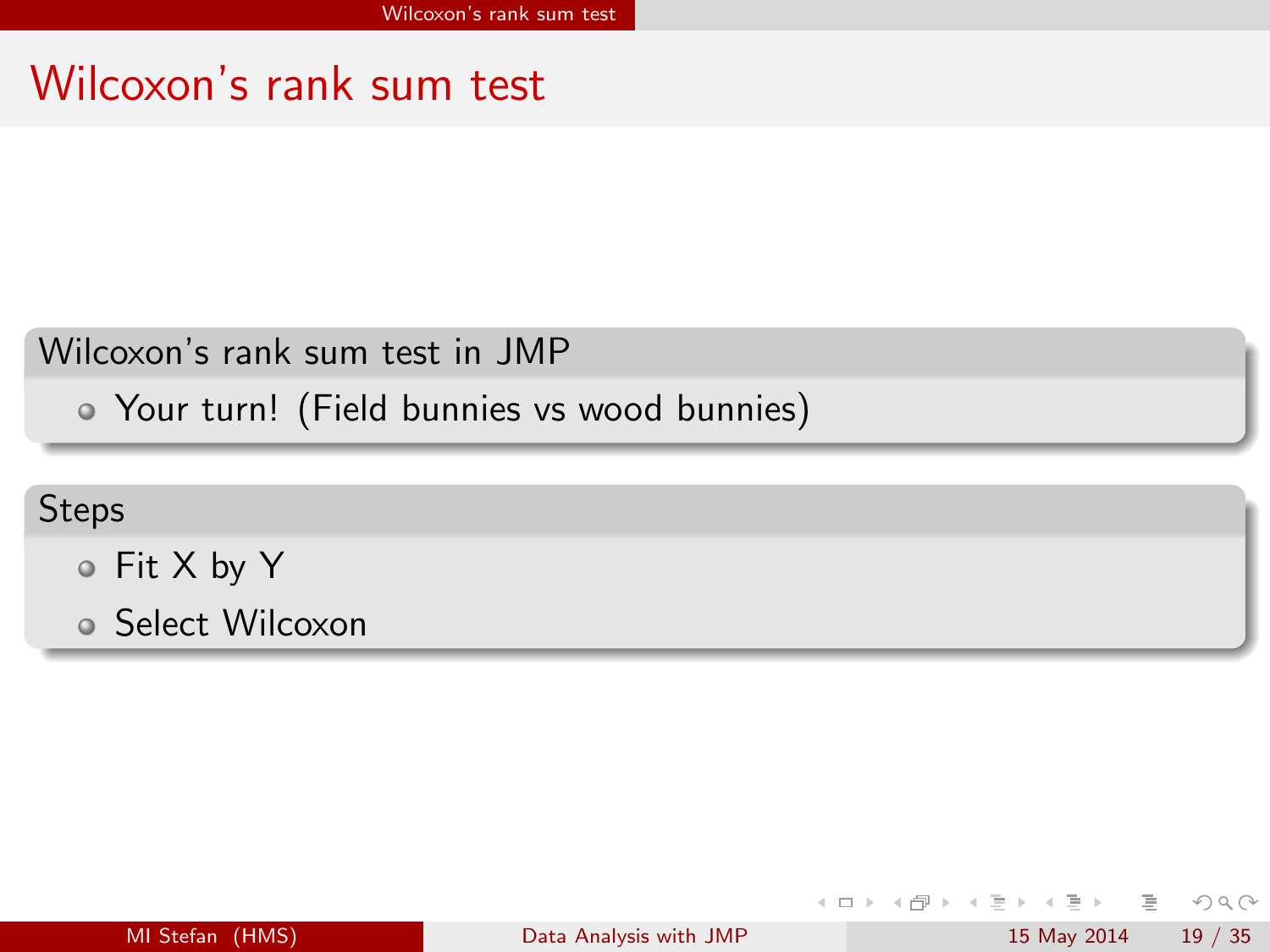# Wilcoxon's rank sum test

## Wilcoxon's rank sum test in JMP

- Your turn! (Field bunnies vs wood bunnies)

## Steps

- Fit X by Y
- Select Wilcoxon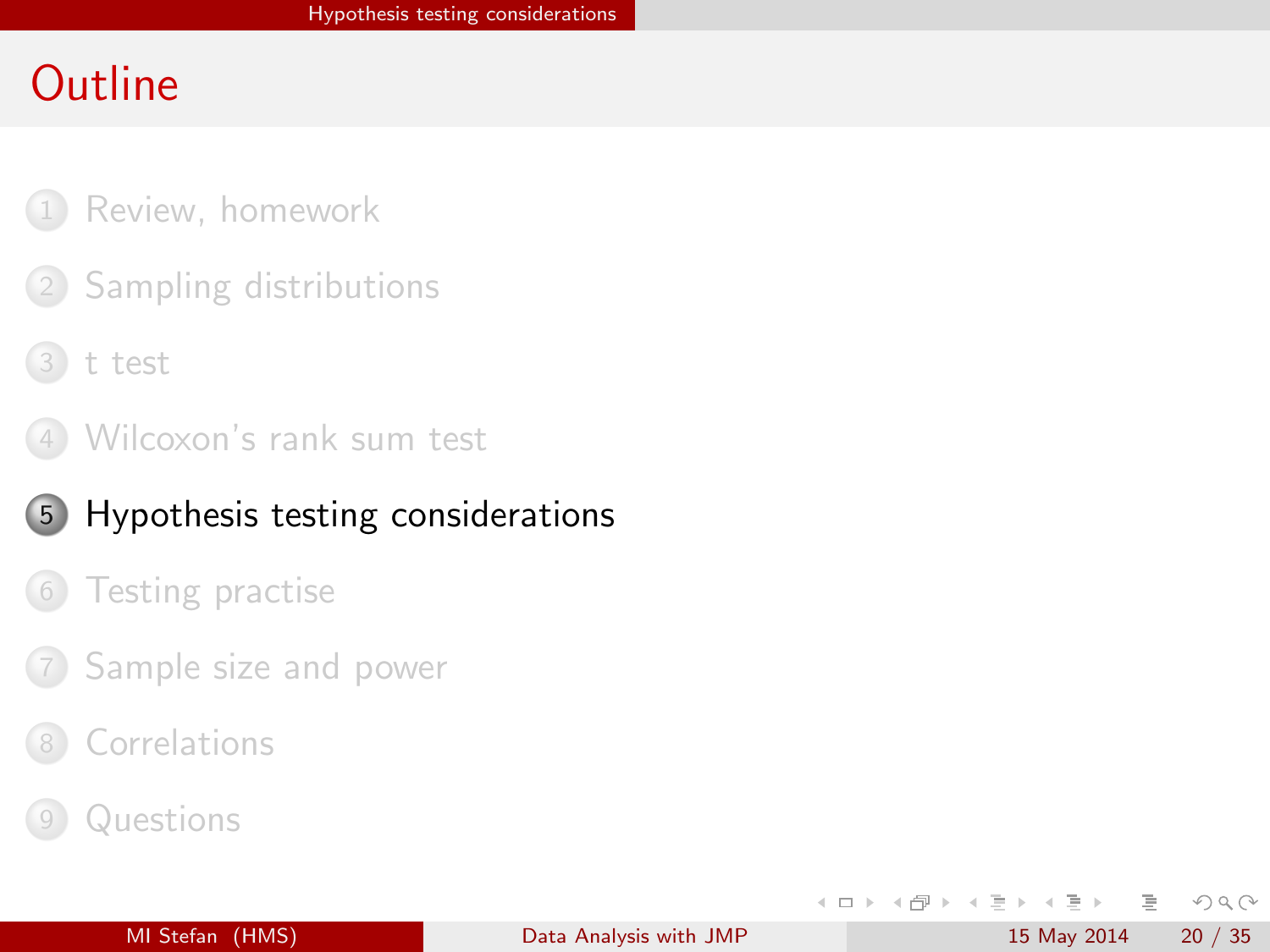# Outline

1. Review, homework
2. Sampling distributions
3. t test
4. Wilcoxon's rank sum test
5. **Hypothesis testing considerations**
6. Testing practise
7. Sample size and power
8. Correlations
9. Questions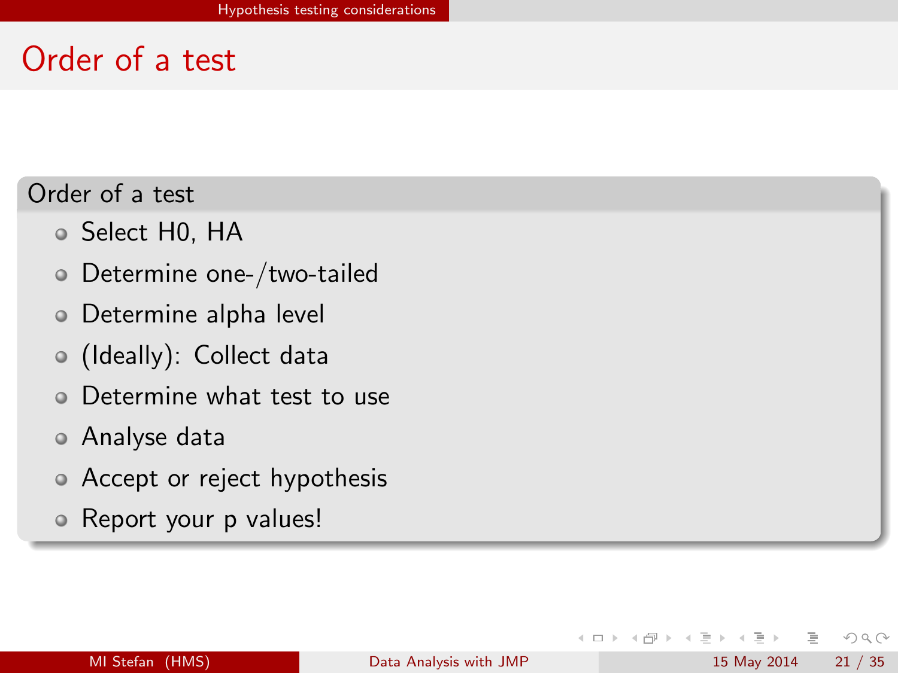# Order of a test

## Order of a test

- Select H0, HA
- Determine one-/two-tailed
- Determine alpha level
- (Ideally): Collect data
- Determine what test to use
- Analyse data
- Accept or reject hypothesis
- Report your p values!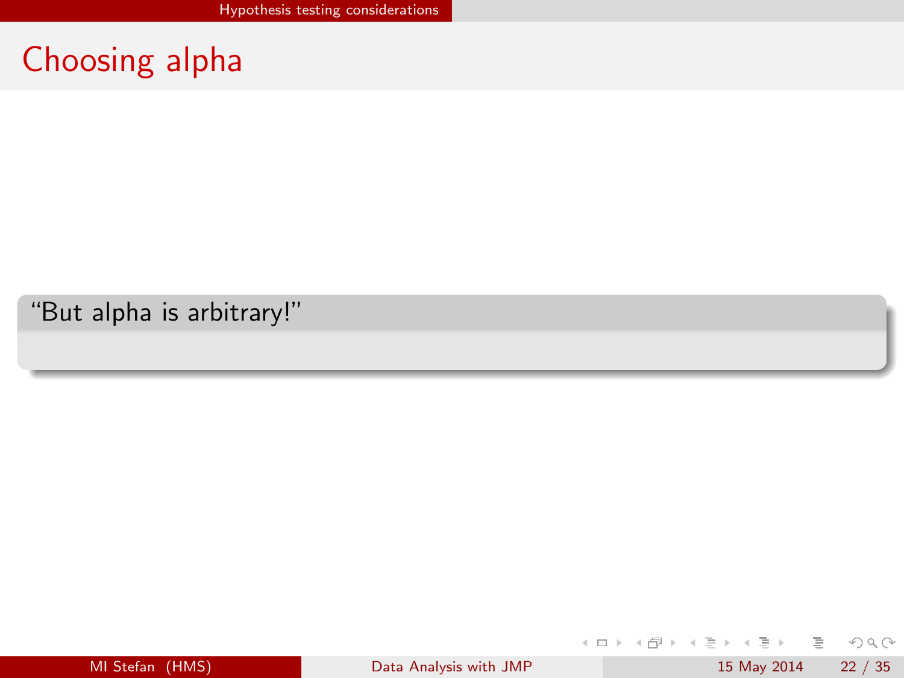# Choosing alpha

> "But alpha is arbitrary!"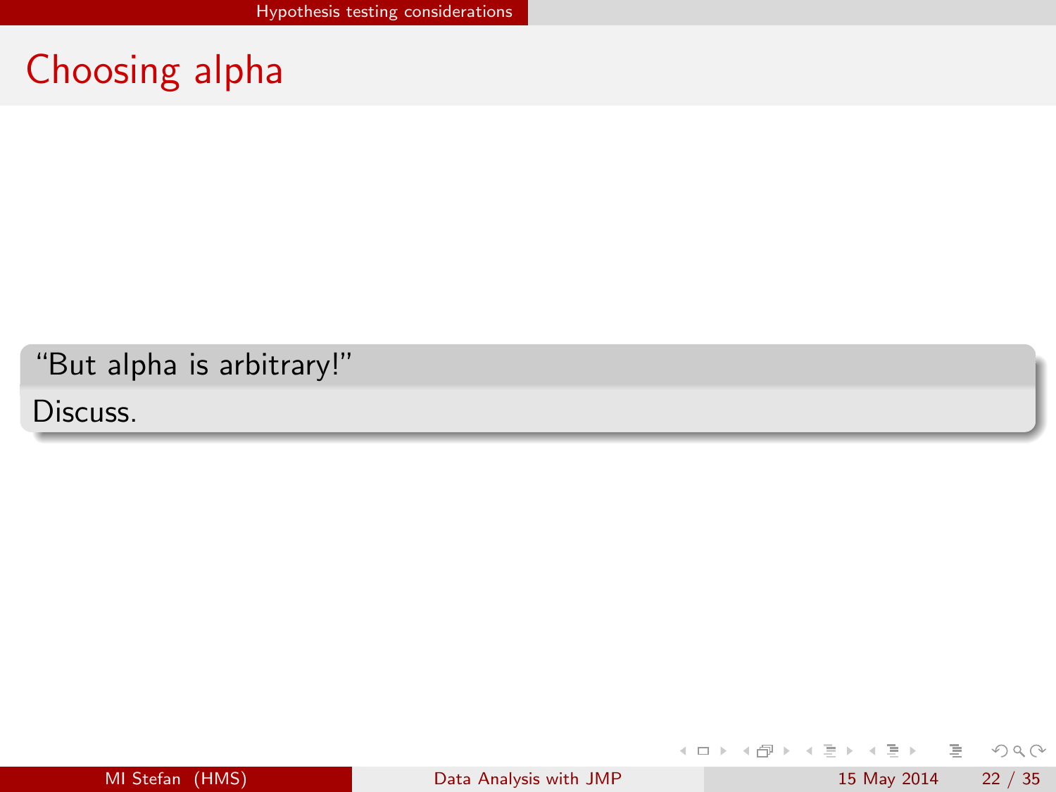# Choosing alpha

**"But alpha is arbitrary!"**

Discuss.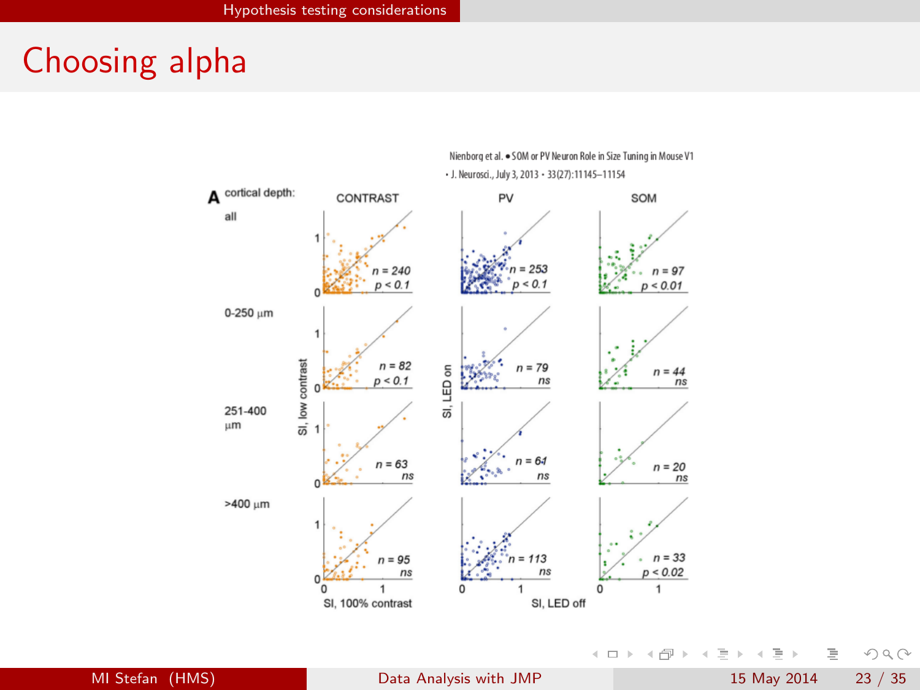# Choosing alpha

Nienborg et al. • SOM or PV Neuron Role in Size Tuning in Mouse V1
• J. Neurosci., July 3, 2013 • 33(27):11145–11154

**A** cortical depth:

| | CONTRAST | PV | SOM |
|---|---|---|---|
| all | $n = 240$, $p < 0.1$ | $n = 253$, $p < 0.1$ | $n = 97$, $p < 0.01$ |
| 0-250 µm | $n = 82$, $p < 0.1$ | $n = 79$, ns | $n = 44$, ns |
| 251-400 µm | $n = 63$, ns | $n = 64$, ns | $n = 20$, ns |
| >400 µm | $n = 95$, ns | $n = 113$, ns | $n = 33$, $p < 0.02$ |

CONTRAST: SI, low contrast vs. SI, 100% contrast

PV and SOM: SI, LED on vs. SI, LED off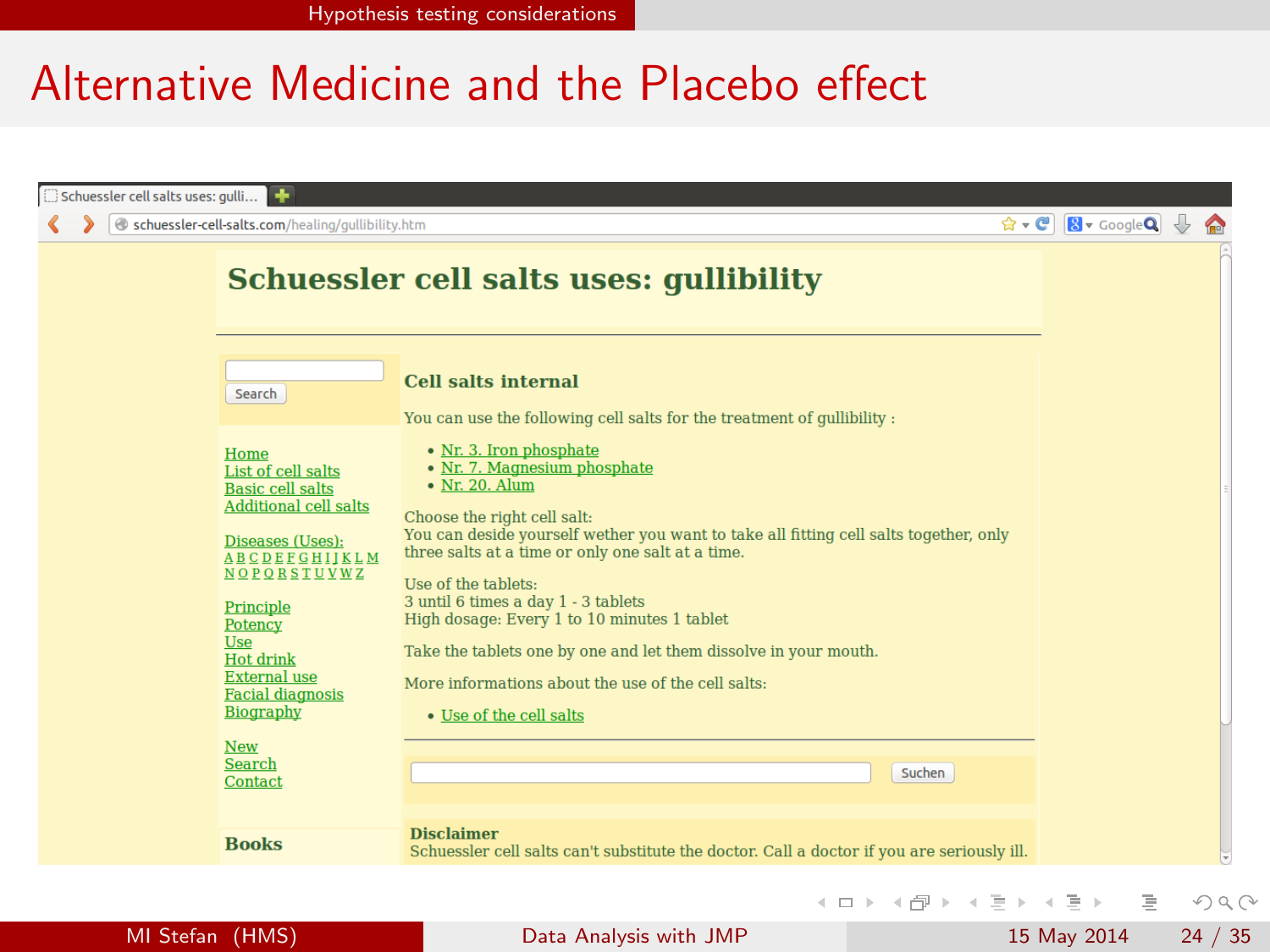# Alternative Medicine and the Placebo effect

Schuessler cell salts uses: gulli...

schuessler-cell-salts.com/healing/gullibility.htm

## Schuessler cell salts uses: gullibility

Search

Home
List of cell salts
Basic cell salts
Additional cell salts

Diseases (Uses):
A B C D E F G H I J K L M
N O P Q R S T U V W Z

Principle
Potency
Use
Hot drink
External use
Facial diagnosis
Biography

New
Search
Contact

**Books**

### Cell salts internal

You can use the following cell salts for the treatment of gullibility :

- Nr. 3. Iron phosphate
- Nr. 7. Magnesium phosphate
- Nr. 20. Alum

Choose the right cell salt:
You can deside yourself wether you want to take all fitting cell salts together, only three salts at a time or only one salt at a time.

Use of the tablets:
3 until 6 times a day 1 - 3 tablets
High dosage: Every 1 to 10 minutes 1 tablet

Take the tablets one by one and let them dissolve in your mouth.

More informations about the use of the cell salts:

- Use of the cell salts

Suchen

**Disclaimer**
Schuessler cell salts can't substitute the doctor. Call a doctor if you are seriously ill.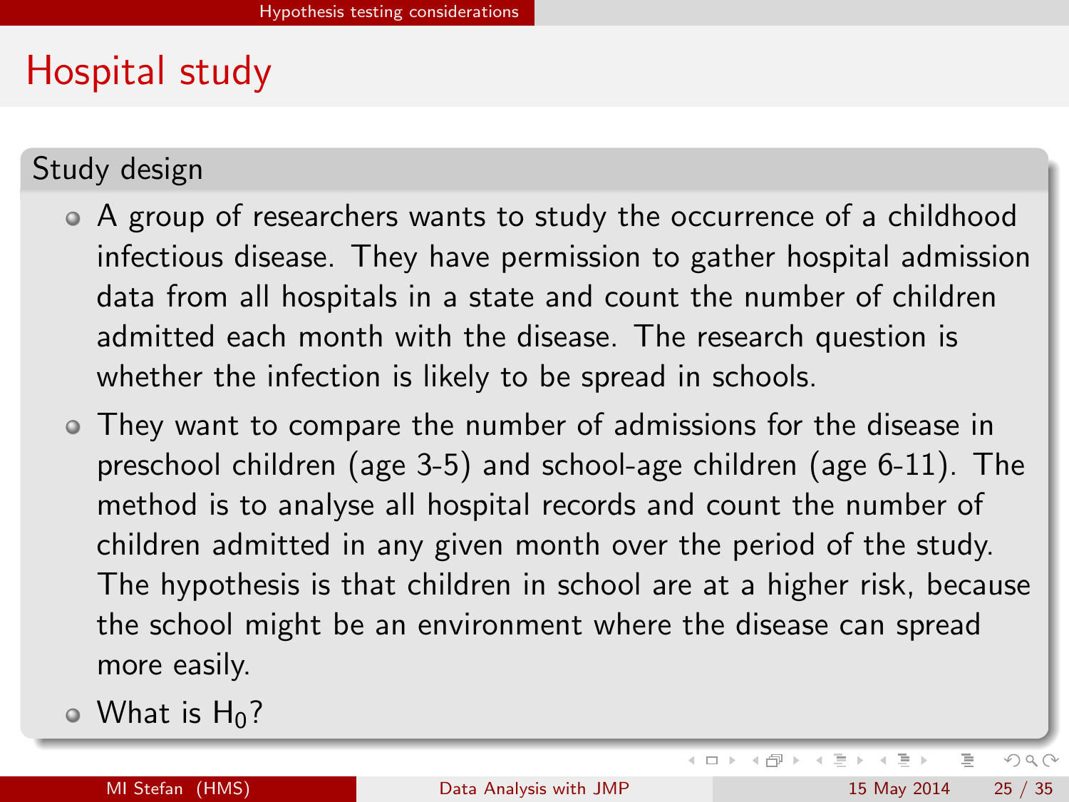# Hospital study

## Study design

- A group of researchers wants to study the occurrence of a childhood infectious disease. They have permission to gather hospital admission data from all hospitals in a state and count the number of children admitted each month with the disease. The research question is whether the infection is likely to be spread in schools.
- They want to compare the number of admissions for the disease in preschool children (age 3-5) and school-age children (age 6-11). The method is to analyse all hospital records and count the number of children admitted in any given month over the period of the study. The hypothesis is that children in school are at a higher risk, because the school might be an environment where the disease can spread more easily.
- What is $H_0$?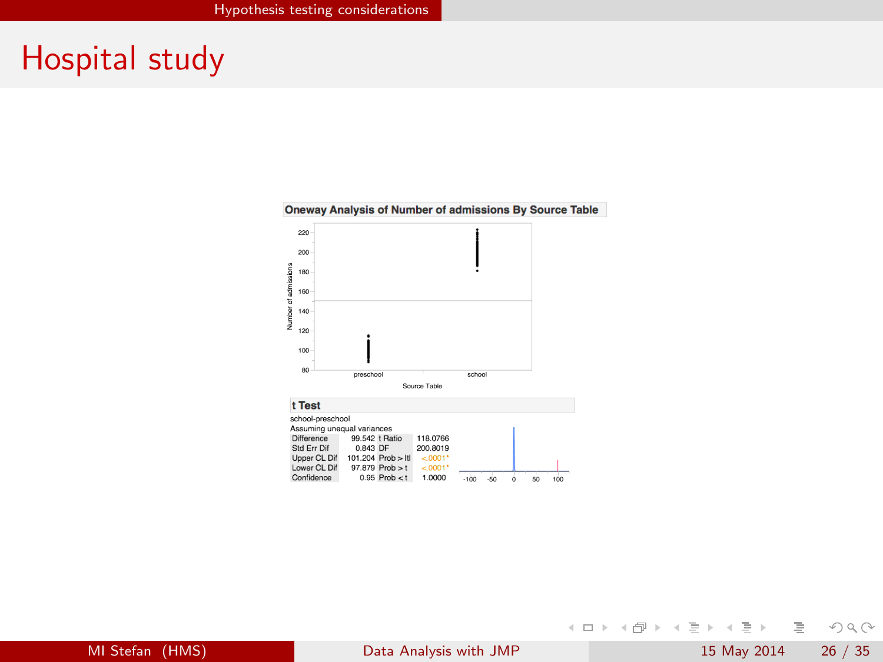# Hospital study

**Oneway Analysis of Number of admissions By Source Table**

**t Test**

school-preschool

Assuming unequal variances

| | | | |
|---|---|---|---|
| Difference | 99.542 | t Ratio | 118.0766 |
| Std Err Dif | 0.843 | DF | 200.8019 |
| Upper CL Dif | 101.204 | Prob > \|t\| | <.0001* |
| Lower CL Dif | 97.879 | Prob > t | <.0001* |
| Confidence | 0.95 | Prob < t | 1.0000 |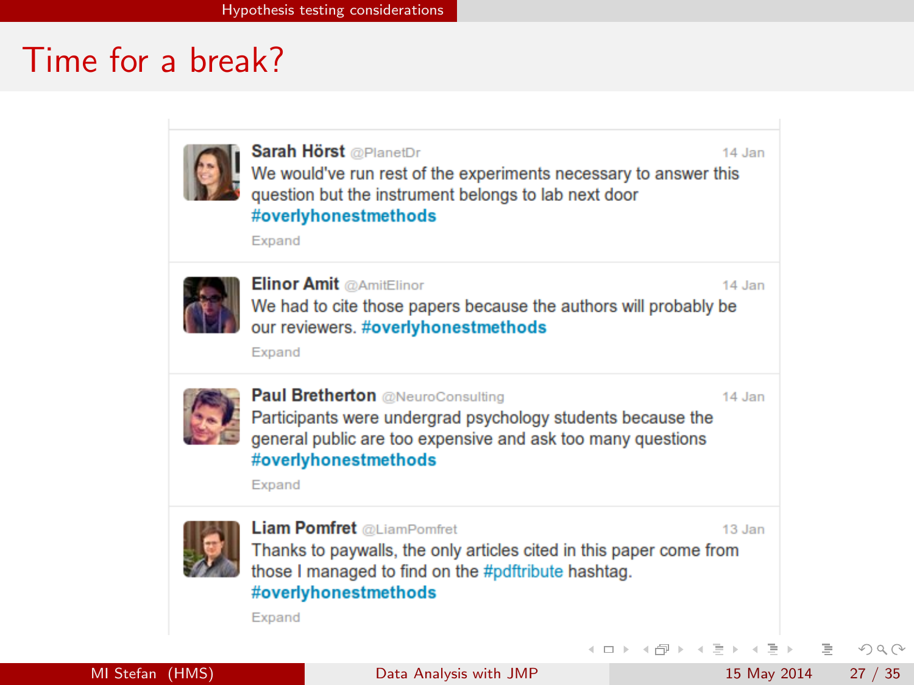# Time for a break?

**Sarah Hörst** @PlanetDr — 14 Jan

We would've run rest of the experiments necessary to answer this question but the instrument belongs to lab next door #overlyhonestmethods

Expand

**Elinor Amit** @AmitElinor — 14 Jan

We had to cite those papers because the authors will probably be our reviewers. #overlyhonestmethods

Expand

**Paul Bretherton** @NeuroConsulting — 14 Jan

Participants were undergrad psychology students because the general public are too expensive and ask too many questions #overlyhonestmethods

Expand

**Liam Pomfret** @LiamPomfret — 13 Jan

Thanks to paywalls, the only articles cited in this paper come from those I managed to find on the #pdftribute hashtag. #overlyhonestmethods

Expand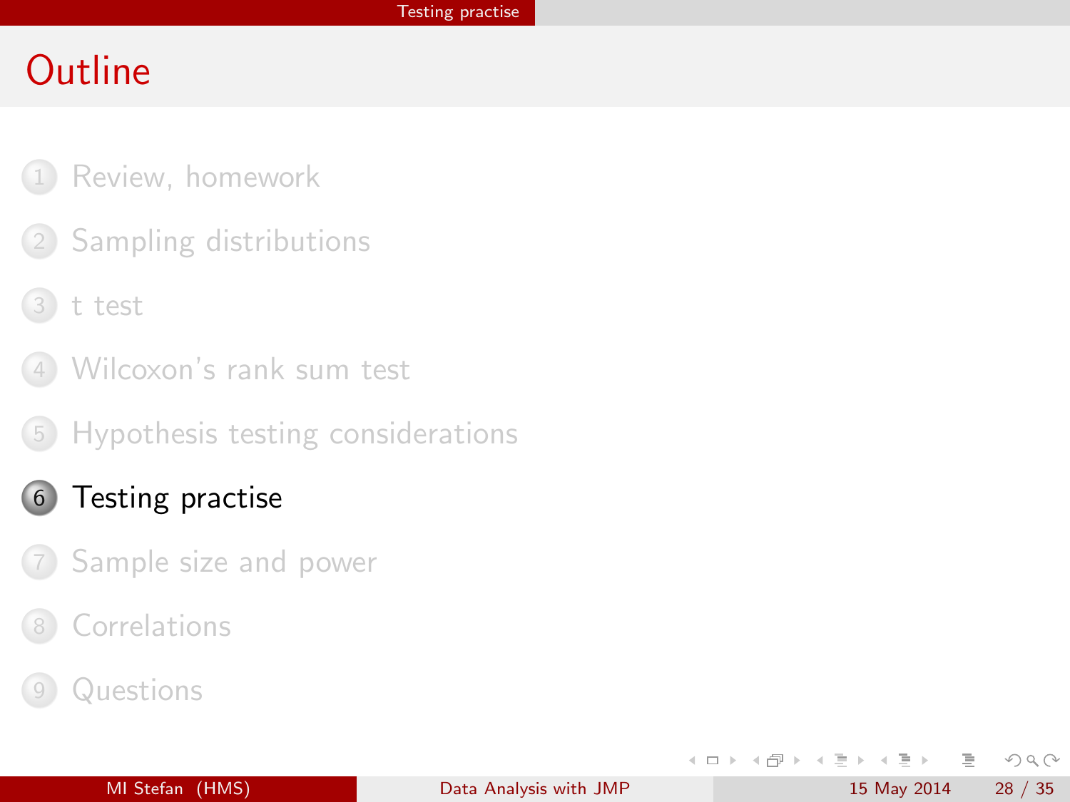# Outline

1. Review, homework
2. Sampling distributions
3. t test
4. Wilcoxon's rank sum test
5. Hypothesis testing considerations
6. **Testing practise**
7. Sample size and power
8. Correlations
9. Questions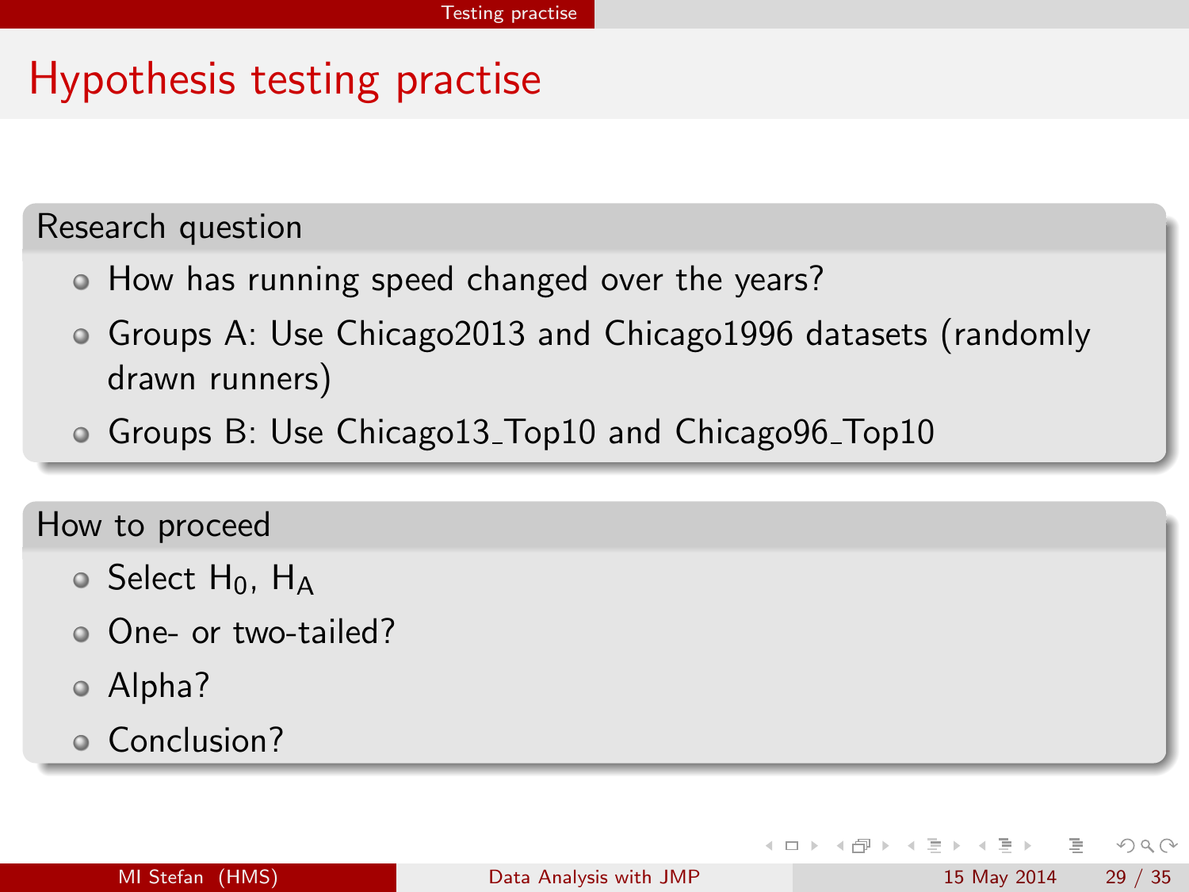# Hypothesis testing practise

## Research question

- How has running speed changed over the years?
- Groups A: Use Chicago2013 and Chicago1996 datasets (randomly drawn runners)
- Groups B: Use Chicago13_Top10 and Chicago96_Top10

## How to proceed

- Select $H_0$, $H_A$
- One- or two-tailed?
- Alpha?
- Conclusion?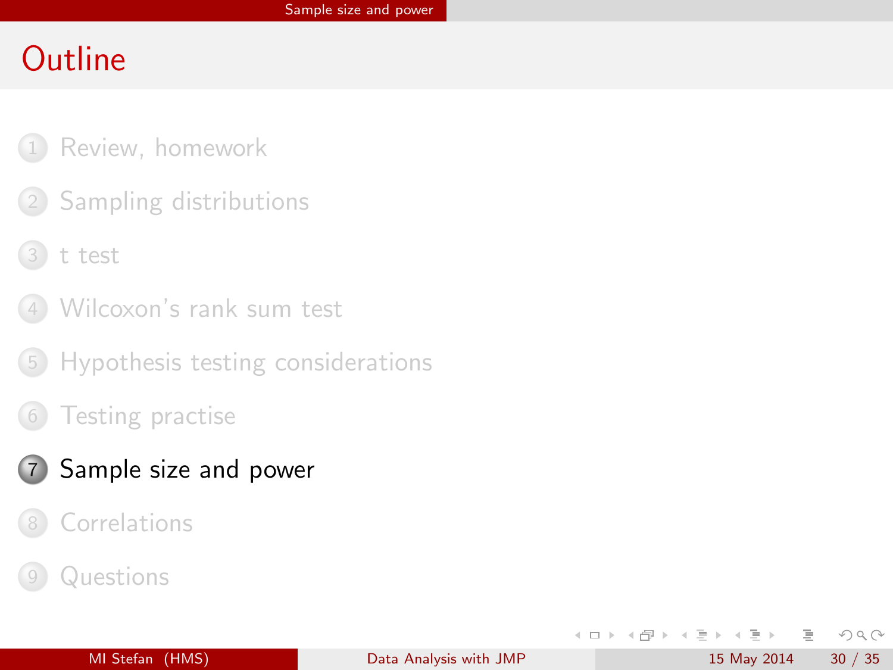# Outline

1. Review, homework
2. Sampling distributions
3. t test
4. Wilcoxon's rank sum test
5. Hypothesis testing considerations
6. Testing practise
7. **Sample size and power**
8. Correlations
9. Questions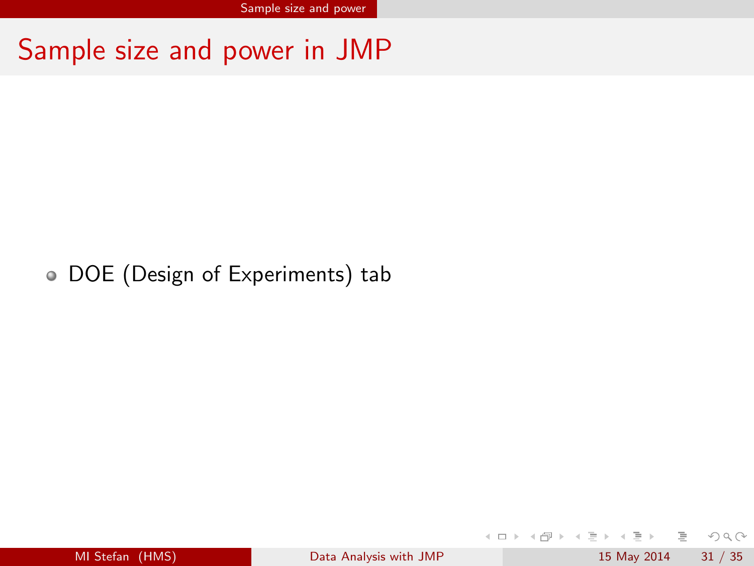# Sample size and power in JMP

- DOE (Design of Experiments) tab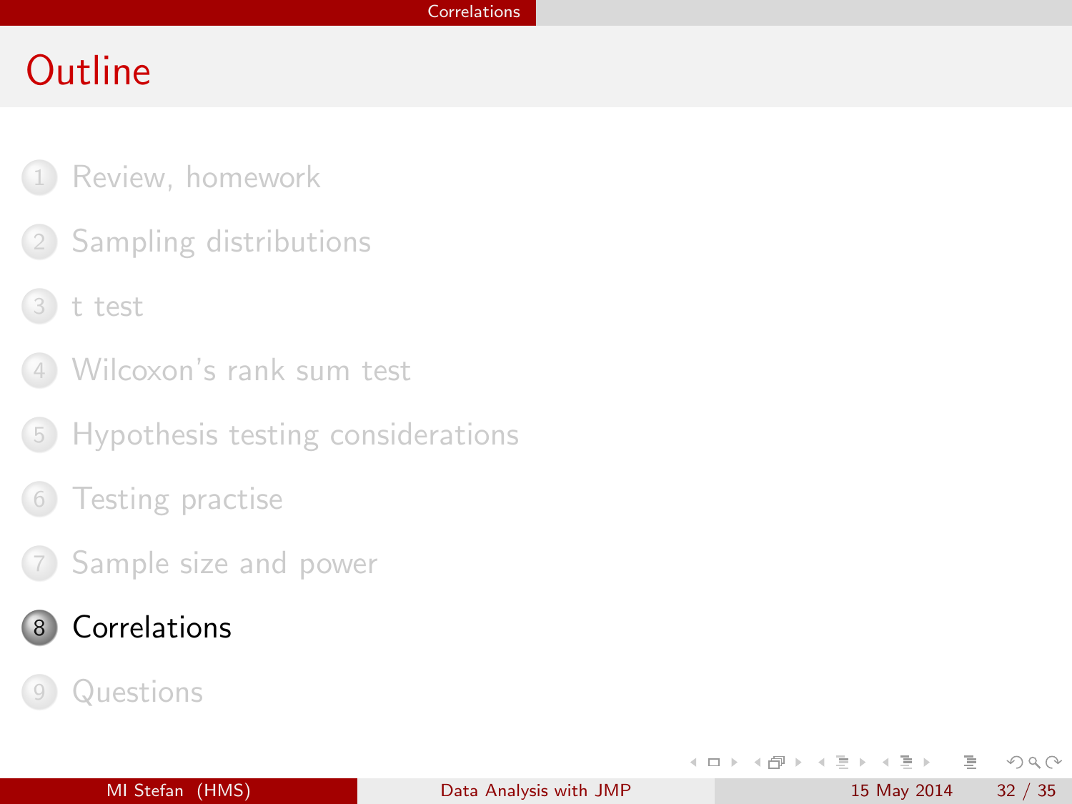# Outline

1. Review, homework
2. Sampling distributions
3. t test
4. Wilcoxon's rank sum test
5. Hypothesis testing considerations
6. Testing practise
7. Sample size and power
8. **Correlations**
9. Questions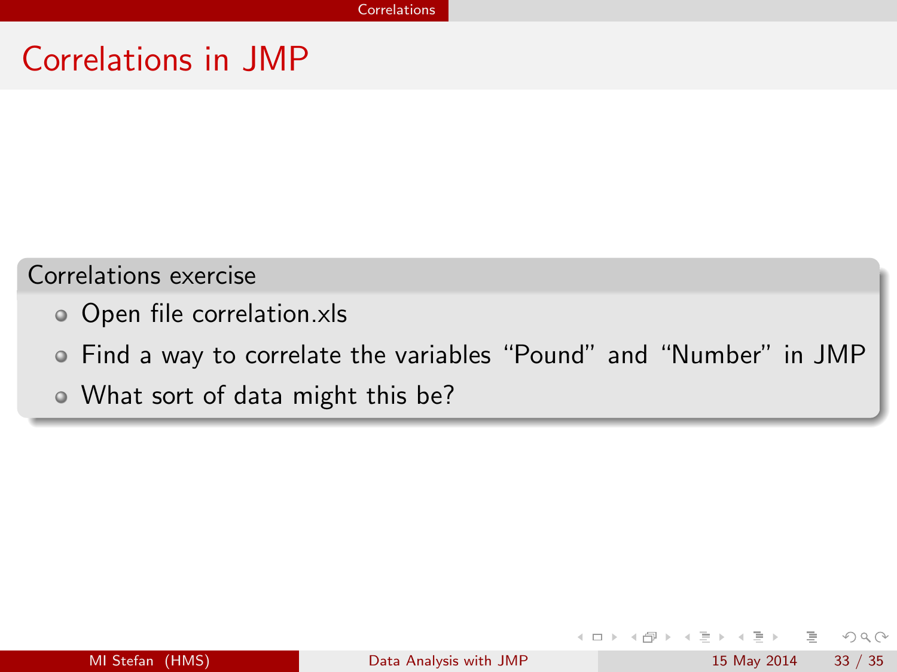# Correlations in JMP

### Correlations exercise

- Open file correlation.xls
- Find a way to correlate the variables “Pound” and “Number” in JMP
- What sort of data might this be?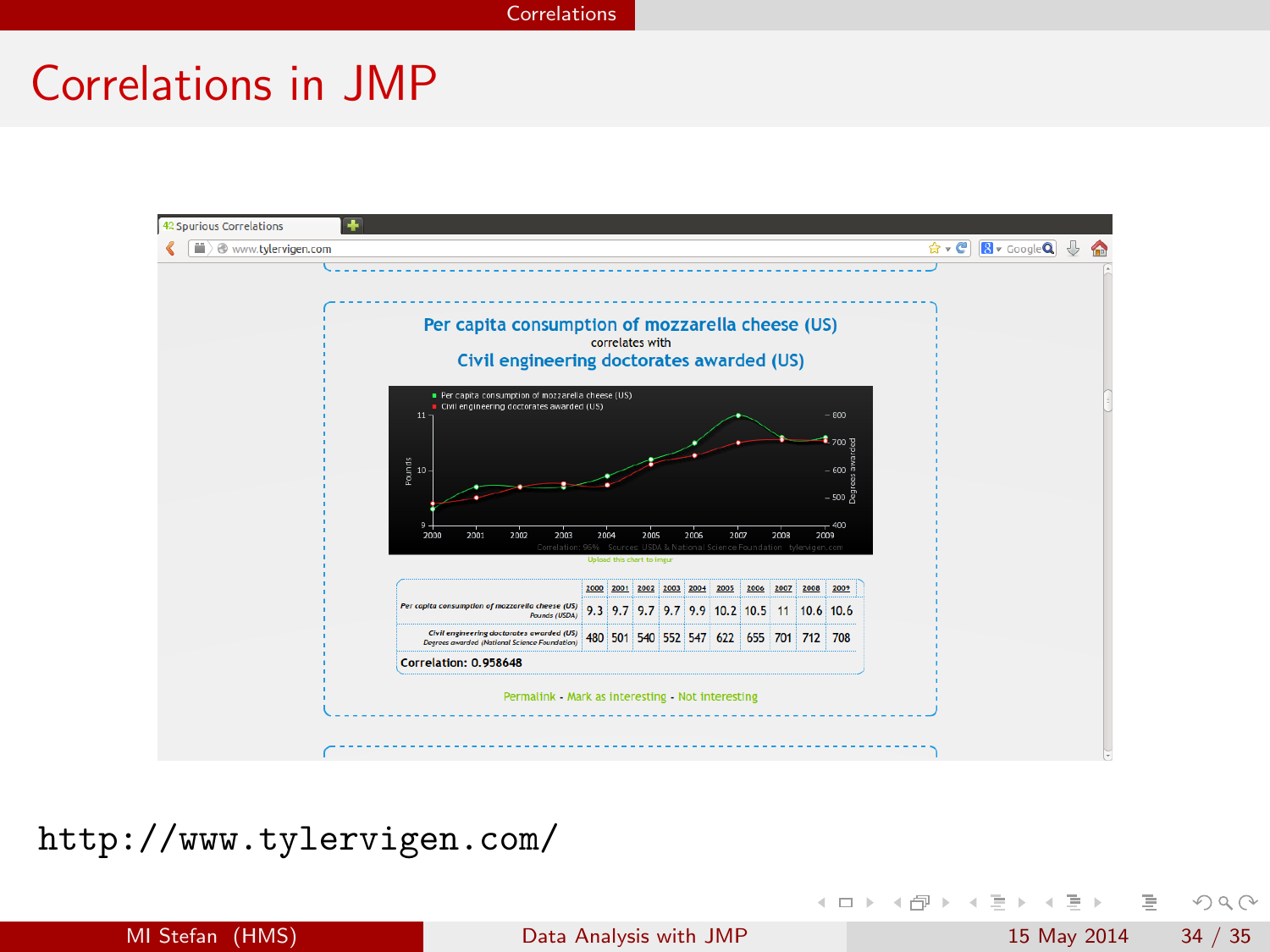# Correlations in JMP

**Per capita consumption of mozzarella cheese (US)**
correlates with
**Civil engineering doctorates awarded (US)**

| | 2000 | 2001 | 2002 | 2003 | 2004 | 2005 | 2006 | 2007 | 2008 | 2009 |
|---|---|---|---|---|---|---|---|---|---|---|
| Per capita consumption of mozzarella cheese (US) Pounds (USDA) | 9.3 | 9.7 | 9.7 | 9.7 | 9.9 | 10.2 | 10.5 | 11 | 10.6 | 10.6 |
| Civil engineering doctorates awarded (US) Degrees awarded (National Science Foundation) | 480 | 501 | 540 | 552 | 547 | 622 | 655 | 701 | 712 | 708 |

Correlation: 0.958648

http://www.tylervigen.com/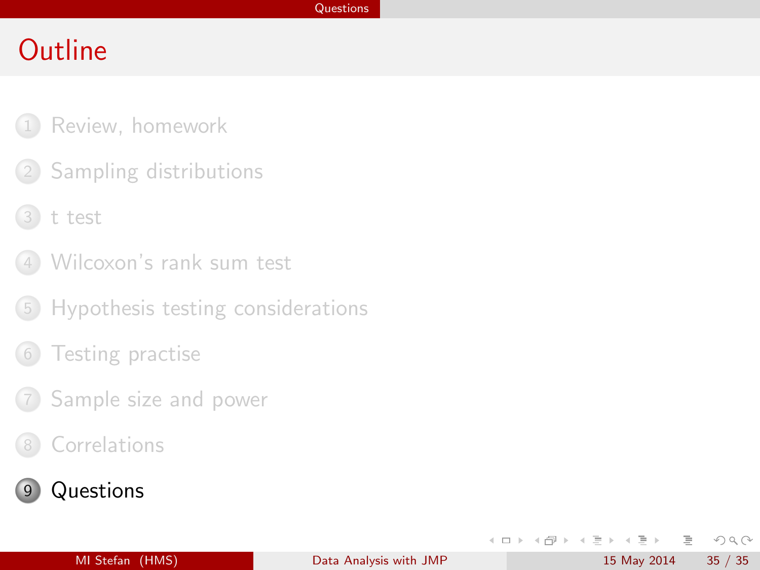# Outline

1. Review, homework
2. Sampling distributions
3. t test
4. Wilcoxon's rank sum test
5. Hypothesis testing considerations
6. Testing practise
7. Sample size and power
8. Correlations
9. **Questions**